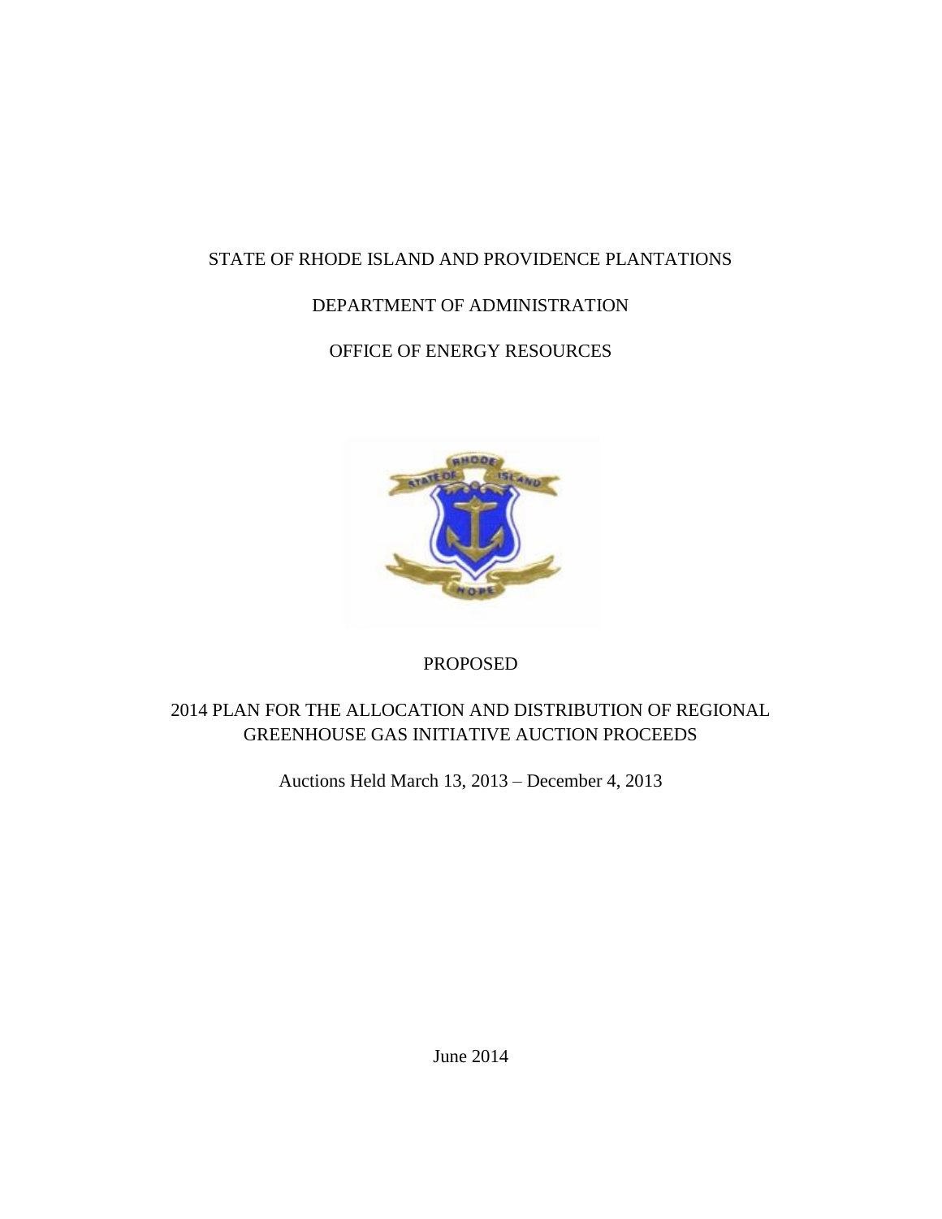STATE OF RHODE ISLAND AND PROVIDENCE PLANTATIONS

DEPARTMENT OF ADMINISTRATION

OFFICE OF ENERGY RESOURCES

PROPOSED

# 2014 PLAN FOR THE ALLOCATION AND DISTRIBUTION OF REGIONAL GREENHOUSE GAS INITIATIVE AUCTION PROCEEDS

Auctions Held March 13, 2013 – December 4, 2013

June 2014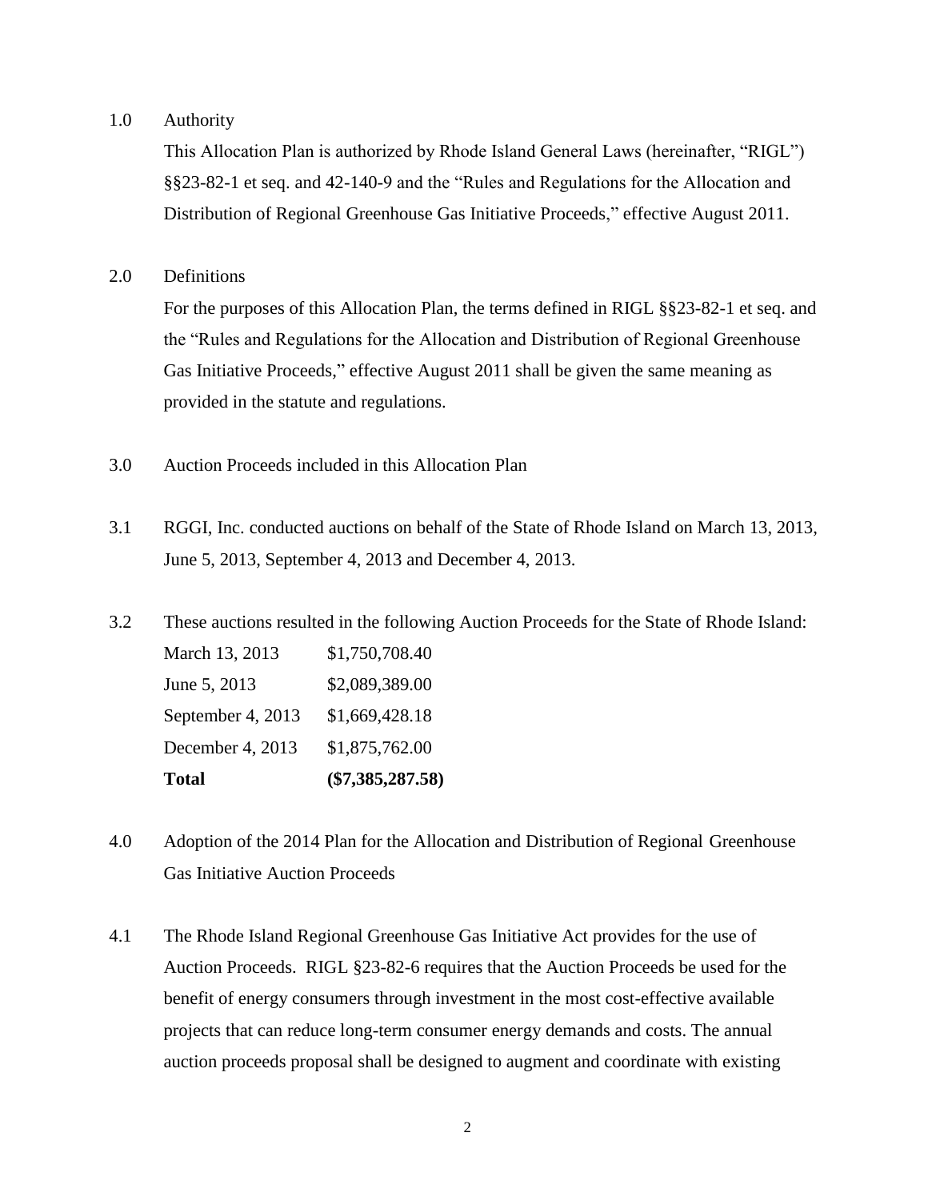1.0 Authority

This Allocation Plan is authorized by Rhode Island General Laws (hereinafter, "RIGL") §§23-82-1 et seq. and 42-140-9 and the "Rules and Regulations for the Allocation and Distribution of Regional Greenhouse Gas Initiative Proceeds," effective August 2011.

2.0 Definitions

For the purposes of this Allocation Plan, the terms defined in RIGL §§23-82-1 et seq. and the "Rules and Regulations for the Allocation and Distribution of Regional Greenhouse Gas Initiative Proceeds," effective August 2011 shall be given the same meaning as provided in the statute and regulations.

3.0 Auction Proceeds included in this Allocation Plan

3.1 RGGI, Inc. conducted auctions on behalf of the State of Rhode Island on March 13, 2013, June 5, 2013, September 4, 2013 and December 4, 2013.

3.2 These auctions resulted in the following Auction Proceeds for the State of Rhode Island:

| | |
|---|---|
| March 13, 2013 | $1,750,708.40 |
| June 5, 2013 | $2,089,389.00 |
| September 4, 2013 | $1,669,428.18 |
| December 4, 2013 | $1,875,762.00 |
| **Total** | **($7,385,287.58)** |

4.0 Adoption of the 2014 Plan for the Allocation and Distribution of Regional Greenhouse Gas Initiative Auction Proceeds

4.1 The Rhode Island Regional Greenhouse Gas Initiative Act provides for the use of Auction Proceeds. RIGL §23-82-6 requires that the Auction Proceeds be used for the benefit of energy consumers through investment in the most cost-effective available projects that can reduce long-term consumer energy demands and costs. The annual auction proceeds proposal shall be designed to augment and coordinate with existing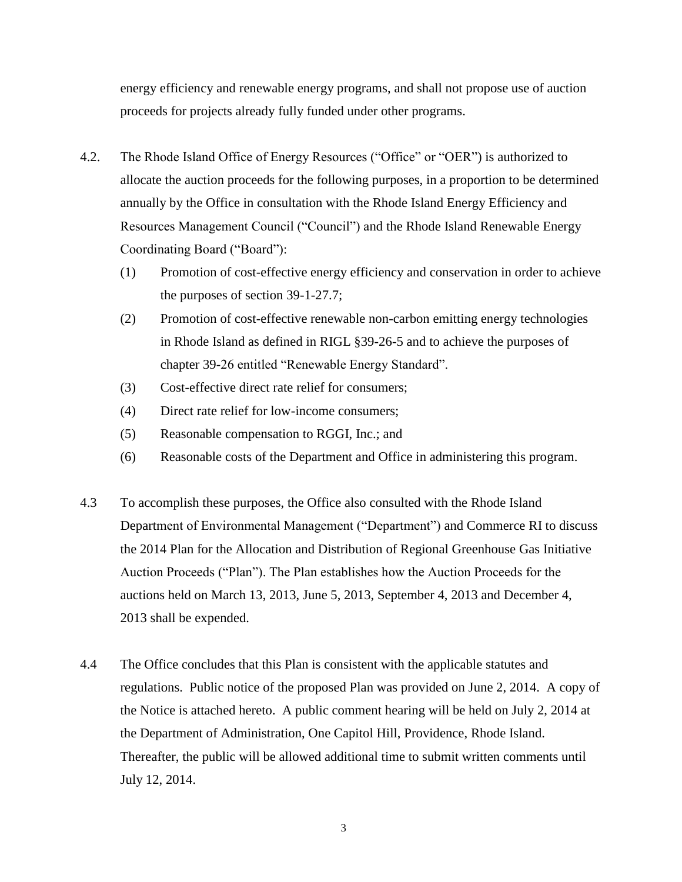energy efficiency and renewable energy programs, and shall not propose use of auction proceeds for projects already fully funded under other programs.

4.2. The Rhode Island Office of Energy Resources ("Office" or "OER") is authorized to allocate the auction proceeds for the following purposes, in a proportion to be determined annually by the Office in consultation with the Rhode Island Energy Efficiency and Resources Management Council ("Council") and the Rhode Island Renewable Energy Coordinating Board ("Board"):

(1) Promotion of cost-effective energy efficiency and conservation in order to achieve the purposes of section 39-1-27.7;

(2) Promotion of cost-effective renewable non-carbon emitting energy technologies in Rhode Island as defined in RIGL §39-26-5 and to achieve the purposes of chapter 39-26 entitled "Renewable Energy Standard".

(3) Cost-effective direct rate relief for consumers;

(4) Direct rate relief for low-income consumers;

(5) Reasonable compensation to RGGI, Inc.; and

(6) Reasonable costs of the Department and Office in administering this program.

4.3 To accomplish these purposes, the Office also consulted with the Rhode Island Department of Environmental Management ("Department") and Commerce RI to discuss the 2014 Plan for the Allocation and Distribution of Regional Greenhouse Gas Initiative Auction Proceeds ("Plan"). The Plan establishes how the Auction Proceeds for the auctions held on March 13, 2013, June 5, 2013, September 4, 2013 and December 4, 2013 shall be expended.

4.4 The Office concludes that this Plan is consistent with the applicable statutes and regulations. Public notice of the proposed Plan was provided on June 2, 2014. A copy of the Notice is attached hereto. A public comment hearing will be held on July 2, 2014 at the Department of Administration, One Capitol Hill, Providence, Rhode Island. Thereafter, the public will be allowed additional time to submit written comments until July 12, 2014.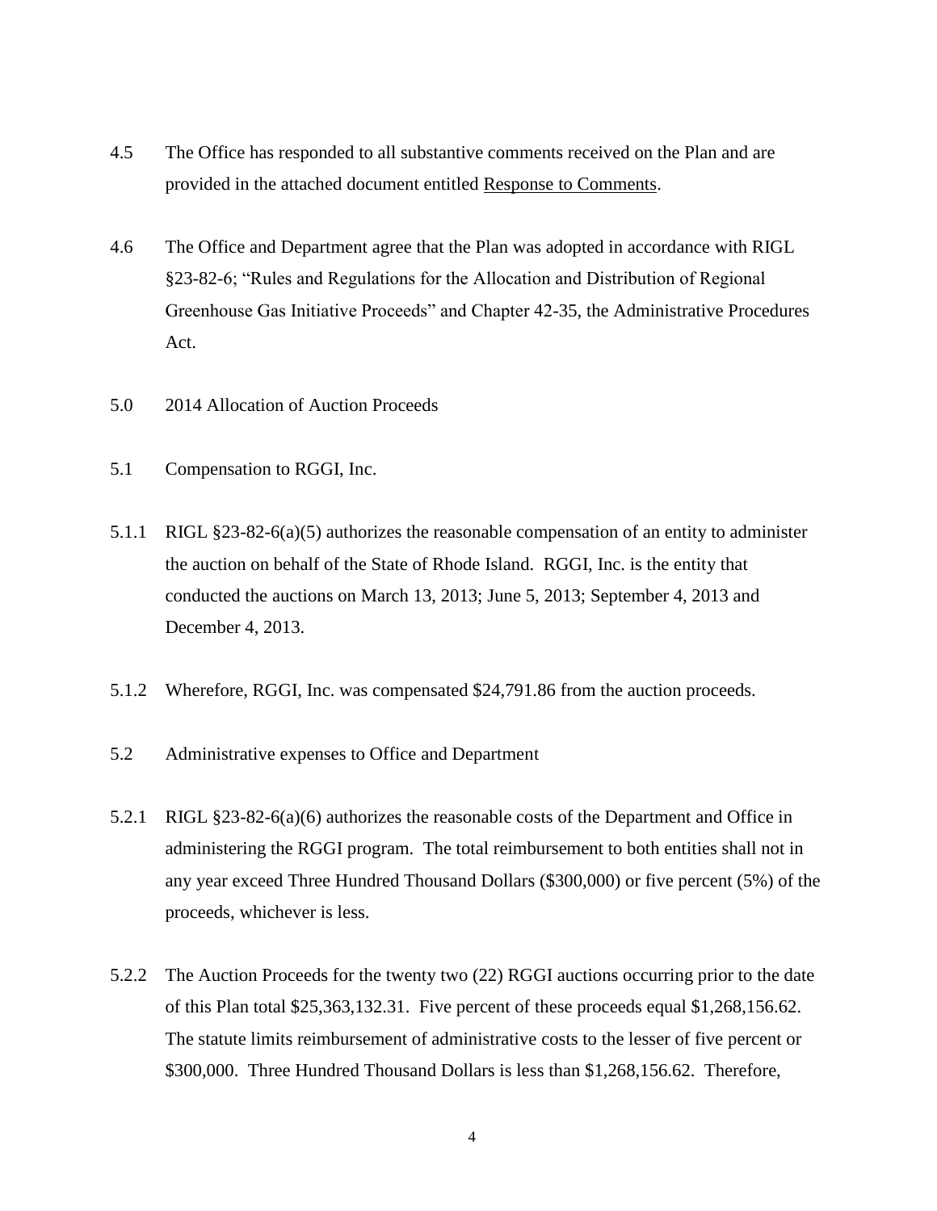4.5 The Office has responded to all substantive comments received on the Plan and are provided in the attached document entitled Response to Comments.

4.6 The Office and Department agree that the Plan was adopted in accordance with RIGL §23-82-6; "Rules and Regulations for the Allocation and Distribution of Regional Greenhouse Gas Initiative Proceeds" and Chapter 42-35, the Administrative Procedures Act.

5.0 2014 Allocation of Auction Proceeds

5.1 Compensation to RGGI, Inc.

5.1.1 RIGL §23-82-6(a)(5) authorizes the reasonable compensation of an entity to administer the auction on behalf of the State of Rhode Island. RGGI, Inc. is the entity that conducted the auctions on March 13, 2013; June 5, 2013; September 4, 2013 and December 4, 2013.

5.1.2 Wherefore, RGGI, Inc. was compensated $24,791.86 from the auction proceeds.

5.2 Administrative expenses to Office and Department

5.2.1 RIGL §23-82-6(a)(6) authorizes the reasonable costs of the Department and Office in administering the RGGI program. The total reimbursement to both entities shall not in any year exceed Three Hundred Thousand Dollars ($300,000) or five percent (5%) of the proceeds, whichever is less.

5.2.2 The Auction Proceeds for the twenty two (22) RGGI auctions occurring prior to the date of this Plan total $25,363,132.31. Five percent of these proceeds equal $1,268,156.62. The statute limits reimbursement of administrative costs to the lesser of five percent or $300,000. Three Hundred Thousand Dollars is less than $1,268,156.62. Therefore,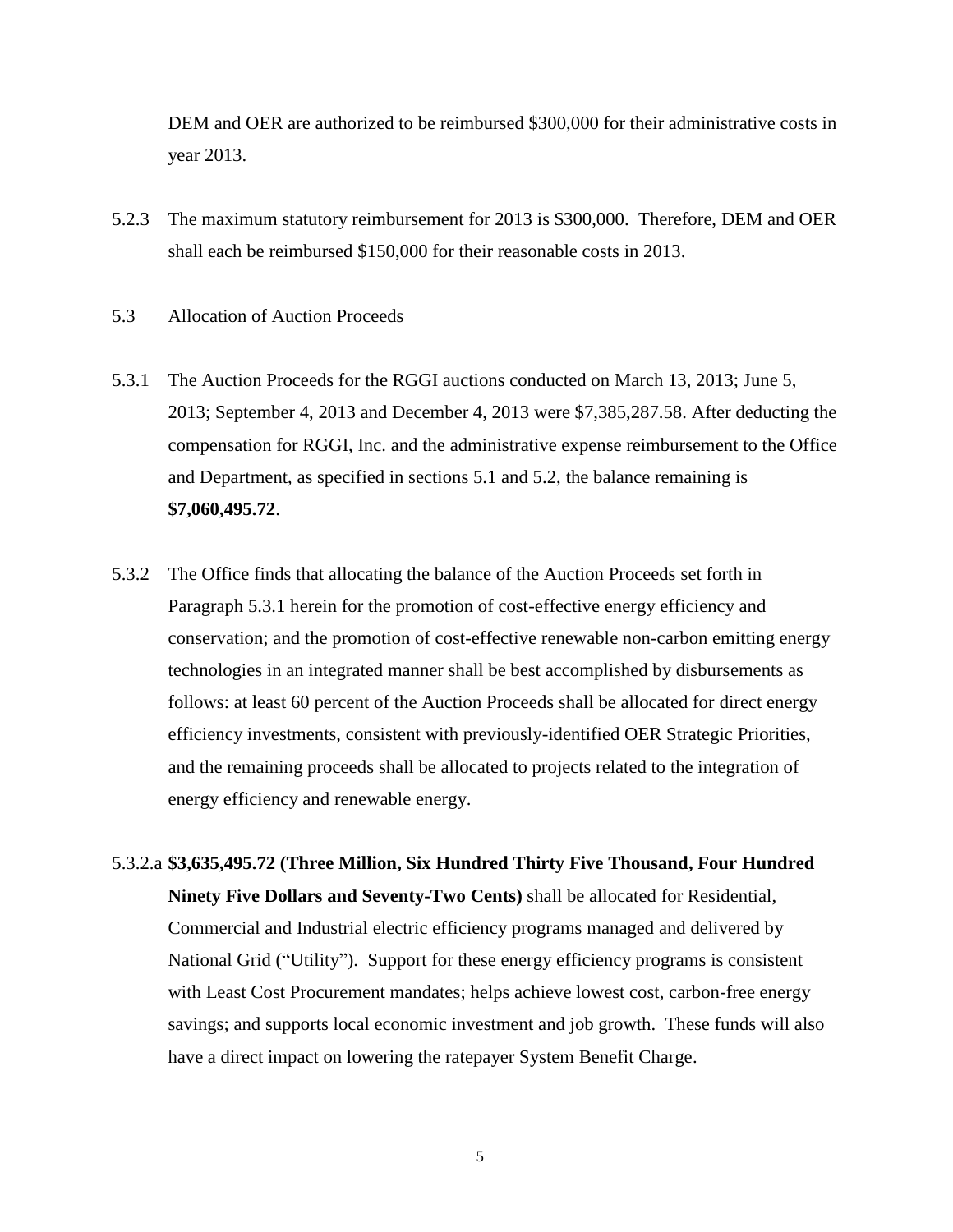DEM and OER are authorized to be reimbursed $300,000 for their administrative costs in year 2013.

5.2.3 The maximum statutory reimbursement for 2013 is $300,000. Therefore, DEM and OER shall each be reimbursed $150,000 for their reasonable costs in 2013.

5.3 Allocation of Auction Proceeds

5.3.1 The Auction Proceeds for the RGGI auctions conducted on March 13, 2013; June 5, 2013; September 4, 2013 and December 4, 2013 were $7,385,287.58. After deducting the compensation for RGGI, Inc. and the administrative expense reimbursement to the Office and Department, as specified in sections 5.1 and 5.2, the balance remaining is **$7,060,495.72**.

5.3.2 The Office finds that allocating the balance of the Auction Proceeds set forth in Paragraph 5.3.1 herein for the promotion of cost-effective energy efficiency and conservation; and the promotion of cost-effective renewable non-carbon emitting energy technologies in an integrated manner shall be best accomplished by disbursements as follows: at least 60 percent of the Auction Proceeds shall be allocated for direct energy efficiency investments, consistent with previously-identified OER Strategic Priorities, and the remaining proceeds shall be allocated to projects related to the integration of energy efficiency and renewable energy.

5.3.2.a **$3,635,495.72 (Three Million, Six Hundred Thirty Five Thousand, Four Hundred Ninety Five Dollars and Seventy-Two Cents)** shall be allocated for Residential, Commercial and Industrial electric efficiency programs managed and delivered by National Grid ("Utility"). Support for these energy efficiency programs is consistent with Least Cost Procurement mandates; helps achieve lowest cost, carbon-free energy savings; and supports local economic investment and job growth. These funds will also have a direct impact on lowering the ratepayer System Benefit Charge.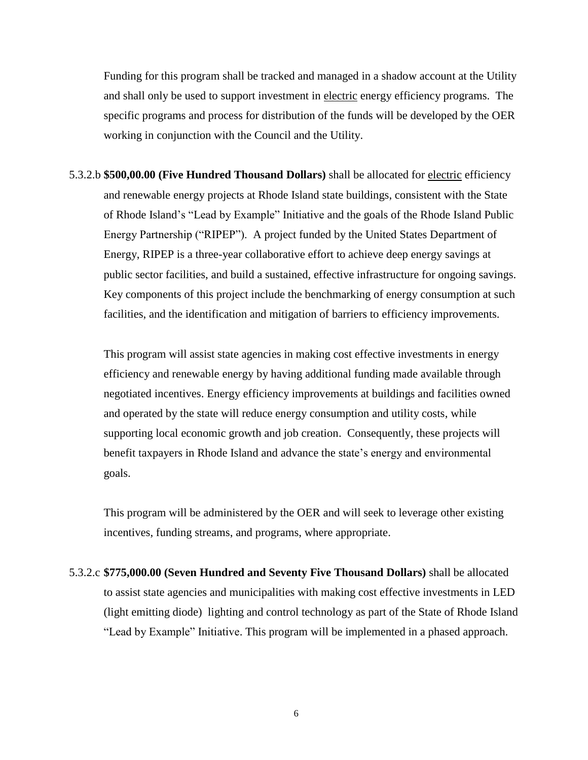Funding for this program shall be tracked and managed in a shadow account at the Utility and shall only be used to support investment in electric energy efficiency programs. The specific programs and process for distribution of the funds will be developed by the OER working in conjunction with the Council and the Utility.

5.3.2.b **$500,00.00 (Five Hundred Thousand Dollars)** shall be allocated for electric efficiency and renewable energy projects at Rhode Island state buildings, consistent with the State of Rhode Island's "Lead by Example" Initiative and the goals of the Rhode Island Public Energy Partnership ("RIPEP"). A project funded by the United States Department of Energy, RIPEP is a three-year collaborative effort to achieve deep energy savings at public sector facilities, and build a sustained, effective infrastructure for ongoing savings. Key components of this project include the benchmarking of energy consumption at such facilities, and the identification and mitigation of barriers to efficiency improvements.

This program will assist state agencies in making cost effective investments in energy efficiency and renewable energy by having additional funding made available through negotiated incentives. Energy efficiency improvements at buildings and facilities owned and operated by the state will reduce energy consumption and utility costs, while supporting local economic growth and job creation. Consequently, these projects will benefit taxpayers in Rhode Island and advance the state's energy and environmental goals.

This program will be administered by the OER and will seek to leverage other existing incentives, funding streams, and programs, where appropriate.

5.3.2.c **$775,000.00 (Seven Hundred and Seventy Five Thousand Dollars)** shall be allocated to assist state agencies and municipalities with making cost effective investments in LED (light emitting diode) lighting and control technology as part of the State of Rhode Island "Lead by Example" Initiative. This program will be implemented in a phased approach.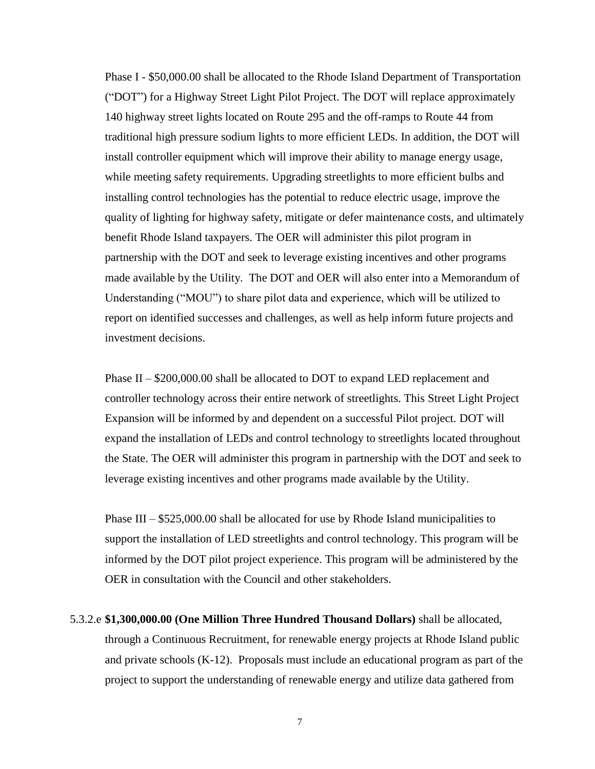Phase I - $50,000.00 shall be allocated to the Rhode Island Department of Transportation ("DOT") for a Highway Street Light Pilot Project. The DOT will replace approximately 140 highway street lights located on Route 295 and the off-ramps to Route 44 from traditional high pressure sodium lights to more efficient LEDs. In addition, the DOT will install controller equipment which will improve their ability to manage energy usage, while meeting safety requirements. Upgrading streetlights to more efficient bulbs and installing control technologies has the potential to reduce electric usage, improve the quality of lighting for highway safety, mitigate or defer maintenance costs, and ultimately benefit Rhode Island taxpayers. The OER will administer this pilot program in partnership with the DOT and seek to leverage existing incentives and other programs made available by the Utility. The DOT and OER will also enter into a Memorandum of Understanding ("MOU") to share pilot data and experience, which will be utilized to report on identified successes and challenges, as well as help inform future projects and investment decisions.

Phase II – $200,000.00 shall be allocated to DOT to expand LED replacement and controller technology across their entire network of streetlights. This Street Light Project Expansion will be informed by and dependent on a successful Pilot project. DOT will expand the installation of LEDs and control technology to streetlights located throughout the State. The OER will administer this program in partnership with the DOT and seek to leverage existing incentives and other programs made available by the Utility.

Phase III – $525,000.00 shall be allocated for use by Rhode Island municipalities to support the installation of LED streetlights and control technology. This program will be informed by the DOT pilot project experience. This program will be administered by the OER in consultation with the Council and other stakeholders.

5.3.2.e **$1,300,000.00 (One Million Three Hundred Thousand Dollars)** shall be allocated, through a Continuous Recruitment, for renewable energy projects at Rhode Island public and private schools (K-12). Proposals must include an educational program as part of the project to support the understanding of renewable energy and utilize data gathered from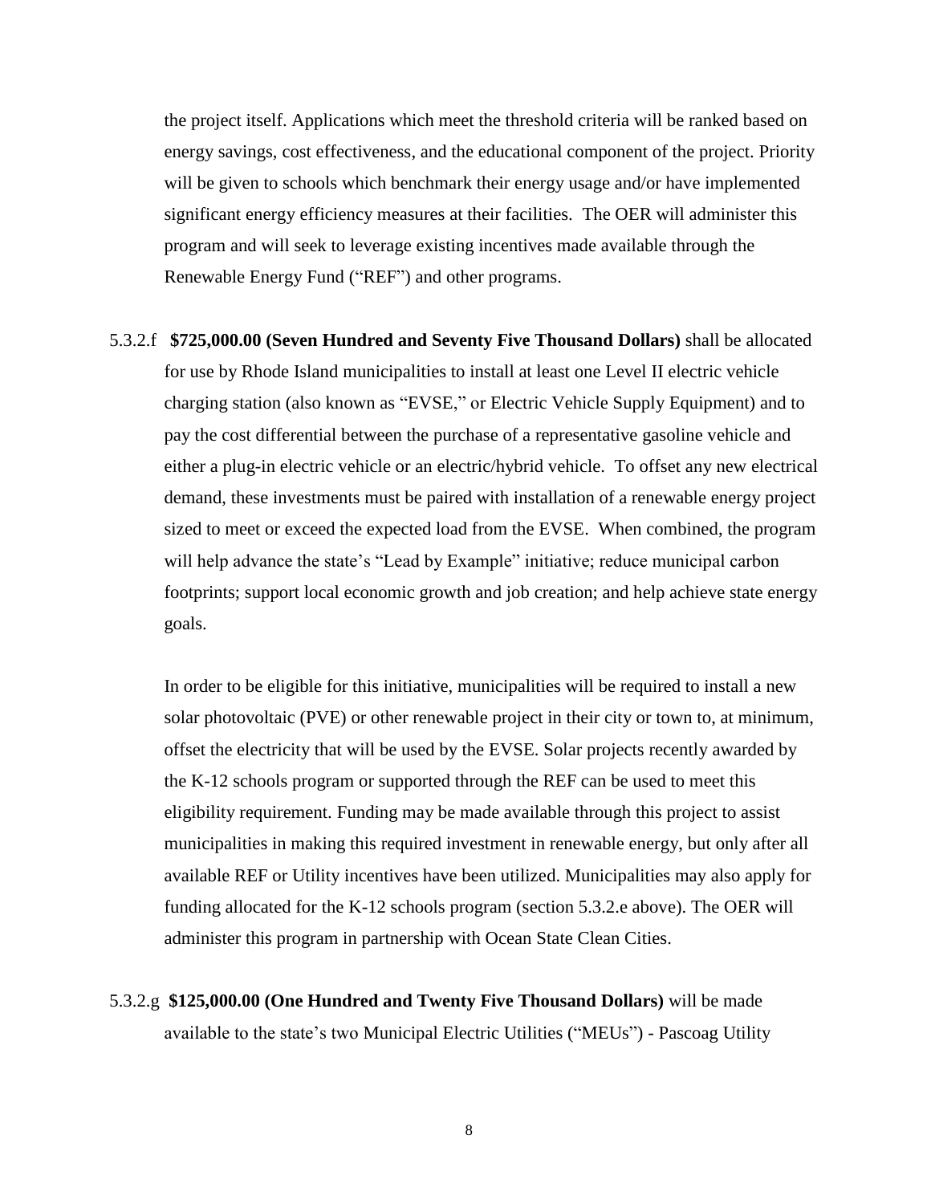the project itself. Applications which meet the threshold criteria will be ranked based on energy savings, cost effectiveness, and the educational component of the project. Priority will be given to schools which benchmark their energy usage and/or have implemented significant energy efficiency measures at their facilities. The OER will administer this program and will seek to leverage existing incentives made available through the Renewable Energy Fund ("REF") and other programs.

5.3.2.f **$725,000.00 (Seven Hundred and Seventy Five Thousand Dollars)** shall be allocated for use by Rhode Island municipalities to install at least one Level II electric vehicle charging station (also known as "EVSE," or Electric Vehicle Supply Equipment) and to pay the cost differential between the purchase of a representative gasoline vehicle and either a plug-in electric vehicle or an electric/hybrid vehicle. To offset any new electrical demand, these investments must be paired with installation of a renewable energy project sized to meet or exceed the expected load from the EVSE. When combined, the program will help advance the state's "Lead by Example" initiative; reduce municipal carbon footprints; support local economic growth and job creation; and help achieve state energy goals.

In order to be eligible for this initiative, municipalities will be required to install a new solar photovoltaic (PVE) or other renewable project in their city or town to, at minimum, offset the electricity that will be used by the EVSE. Solar projects recently awarded by the K-12 schools program or supported through the REF can be used to meet this eligibility requirement. Funding may be made available through this project to assist municipalities in making this required investment in renewable energy, but only after all available REF or Utility incentives have been utilized. Municipalities may also apply for funding allocated for the K-12 schools program (section 5.3.2.e above). The OER will administer this program in partnership with Ocean State Clean Cities.

5.3.2.g **$125,000.00 (One Hundred and Twenty Five Thousand Dollars)** will be made available to the state's two Municipal Electric Utilities ("MEUs") - Pascoag Utility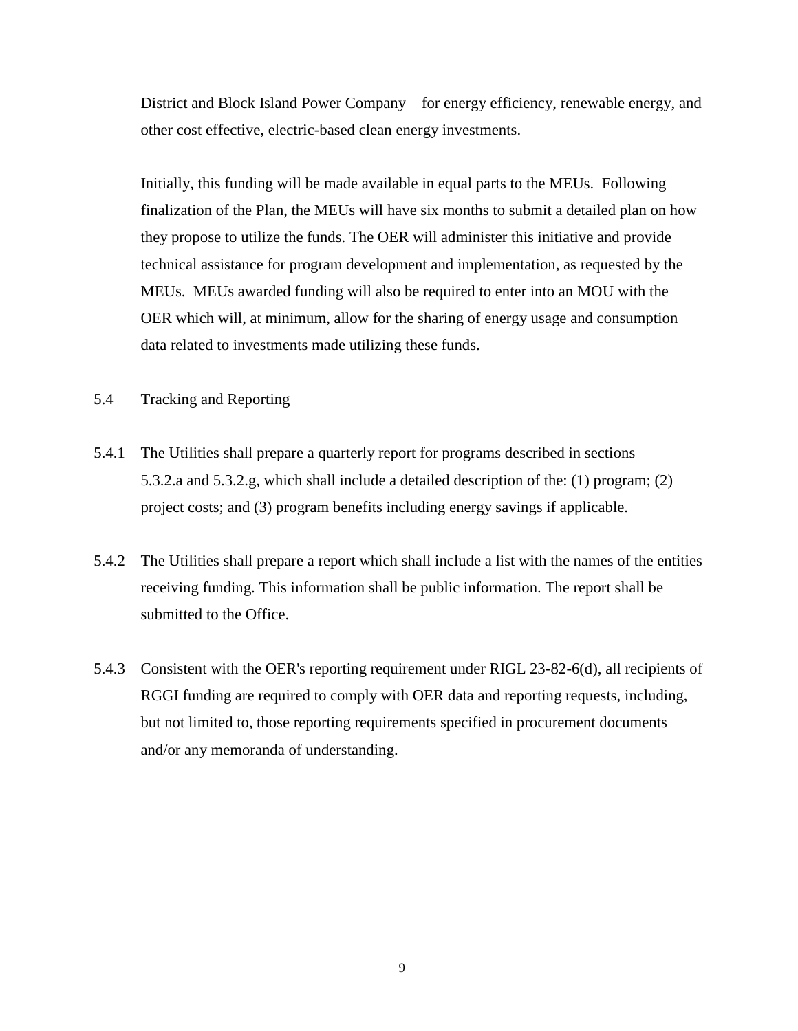District and Block Island Power Company – for energy efficiency, renewable energy, and other cost effective, electric-based clean energy investments.

Initially, this funding will be made available in equal parts to the MEUs. Following finalization of the Plan, the MEUs will have six months to submit a detailed plan on how they propose to utilize the funds. The OER will administer this initiative and provide technical assistance for program development and implementation, as requested by the MEUs. MEUs awarded funding will also be required to enter into an MOU with the OER which will, at minimum, allow for the sharing of energy usage and consumption data related to investments made utilizing these funds.

## 5.4 Tracking and Reporting

5.4.1 The Utilities shall prepare a quarterly report for programs described in sections 5.3.2.a and 5.3.2.g, which shall include a detailed description of the: (1) program; (2) project costs; and (3) program benefits including energy savings if applicable.

5.4.2 The Utilities shall prepare a report which shall include a list with the names of the entities receiving funding. This information shall be public information. The report shall be submitted to the Office.

5.4.3 Consistent with the OER's reporting requirement under RIGL 23-82-6(d), all recipients of RGGI funding are required to comply with OER data and reporting requests, including, but not limited to, those reporting requirements specified in procurement documents and/or any memoranda of understanding.